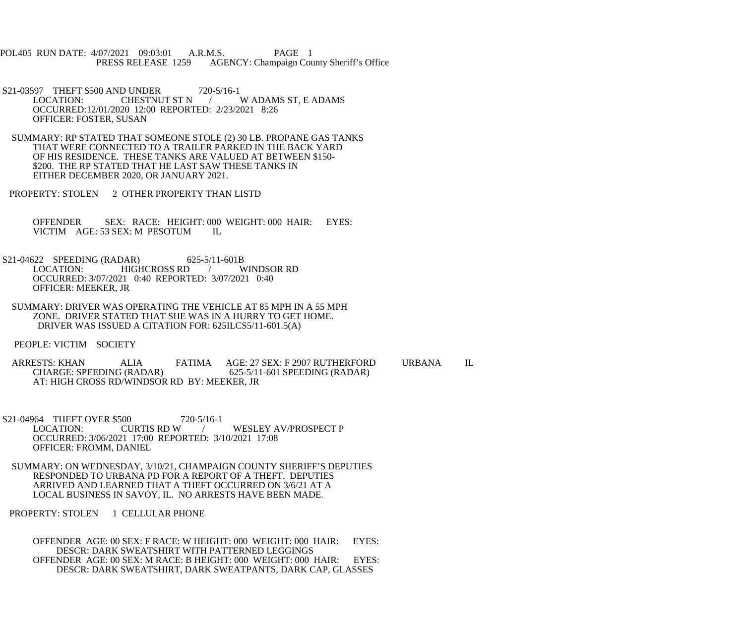POL405 RUN DATE: 4/07/2021 09:03:01 A.R.M.S. PAGE 1
PRESS RELEASE 1259 AGENCY: Champaign County Sheriff's Office

S21-03597 THEFT $500 AND UNDER 720-5/16-1
LOCATION: CHESTNUT ST N / W ADAMS ST, E ADAMS
OCCURRED:12/01/2020 12:00 REPORTED: 2/23/2021 8:26
OFFICER: FOSTER, SUSAN

SUMMARY: RP STATED THAT SOMEONE STOLE (2) 30 LB. PROPANE GAS TANKS THAT WERE CONNECTED TO A TRAILER PARKED IN THE BACK YARD OF HIS RESIDENCE. THESE TANKS ARE VALUED AT BETWEEN $150- $200. THE RP STATED THAT HE LAST SAW THESE TANKS IN EITHER DECEMBER 2020, OR JANUARY 2021.

PROPERTY: STOLEN 2 OTHER PROPERTY THAN LISTD

OFFENDER SEX: RACE: HEIGHT: 000 WEIGHT: 000 HAIR: EYES:
VICTIM AGE: 53 SEX: M PESOTUM IL

S21-04622 SPEEDING (RADAR) 625-5/11-601B
LOCATION: HIGHCROSS RD / WINDSOR RD
OCCURRED: 3/07/2021 0:40 REPORTED: 3/07/2021 0:40
OFFICER: MEEKER, JR

SUMMARY: DRIVER WAS OPERATING THE VEHICLE AT 85 MPH IN A 55 MPH ZONE. DRIVER STATED THAT SHE WAS IN A HURRY TO GET HOME. DRIVER WAS ISSUED A CITATION FOR: 625ILCS5/11-601.5(A)

PEOPLE: VICTIM SOCIETY

ARRESTS: KHAN ALIA FATIMA AGE: 27 SEX: F 2907 RUTHERFORD URBANA IL
CHARGE: SPEEDING (RADAR) 625-5/11-601 SPEEDING (RADAR)
AT: HIGH CROSS RD/WINDSOR RD BY: MEEKER, JR

S21-04964 THEFT OVER $500 720-5/16-1
LOCATION: CURTIS RD W / WESLEY AV/PROSPECT P
OCCURRED: 3/06/2021 17:00 REPORTED: 3/10/2021 17:08
OFFICER: FROMM, DANIEL

SUMMARY: ON WEDNESDAY, 3/10/21, CHAMPAIGN COUNTY SHERIFF'S DEPUTIES RESPONDED TO URBANA PD FOR A REPORT OF A THEFT. DEPUTIES ARRIVED AND LEARNED THAT A THEFT OCCURRED ON 3/6/21 AT A LOCAL BUSINESS IN SAVOY, IL. NO ARRESTS HAVE BEEN MADE.

PROPERTY: STOLEN 1 CELLULAR PHONE

OFFENDER AGE: 00 SEX: F RACE: W HEIGHT: 000 WEIGHT: 000 HAIR: EYES:
DESCR: DARK SWEATSHIRT WITH PATTERNED LEGGINGS
OFFENDER AGE: 00 SEX: M RACE: B HEIGHT: 000 WEIGHT: 000 HAIR: EYES:
DESCR: DARK SWEATSHIRT, DARK SWEATPANTS, DARK CAP, GLASSES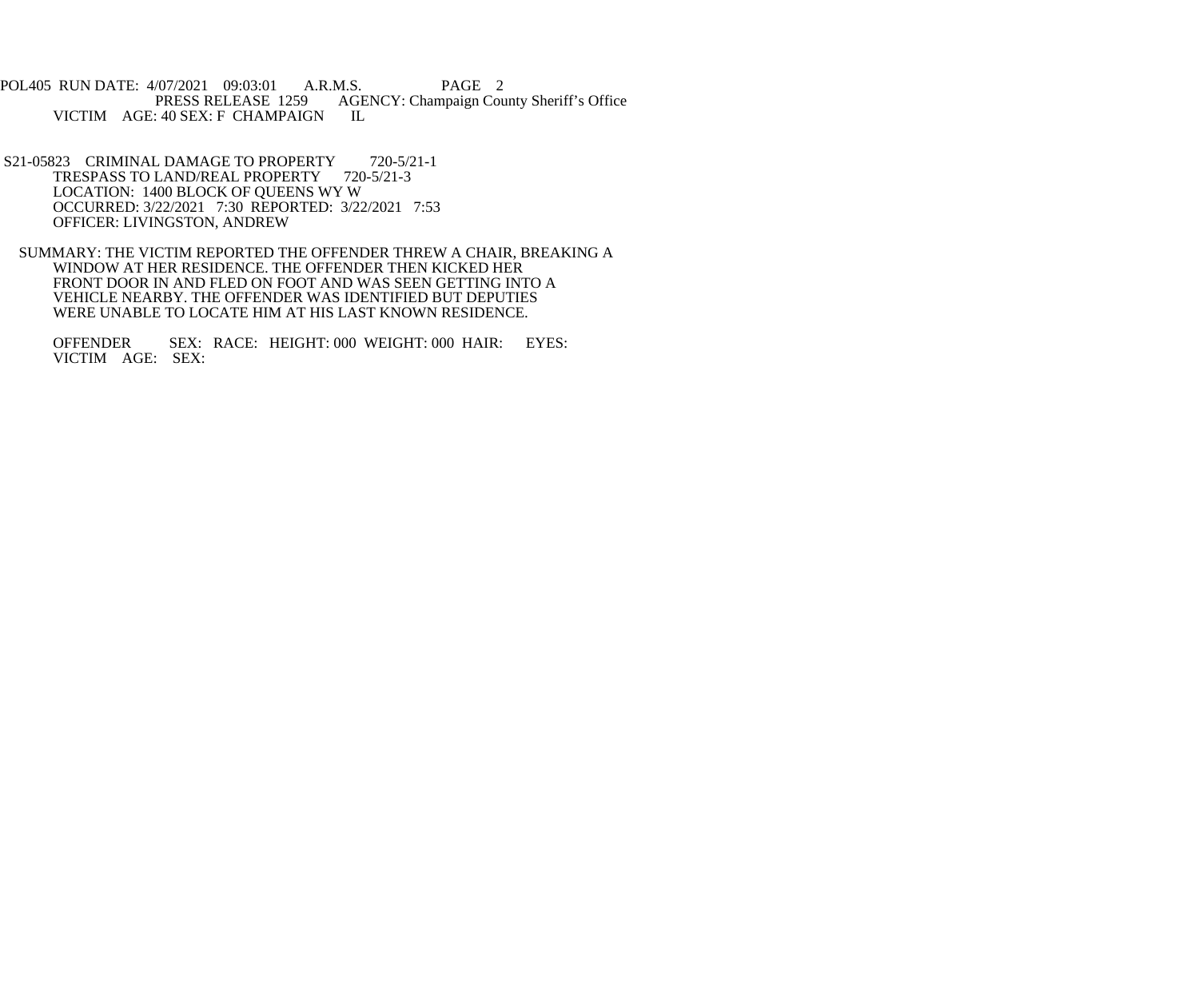VICTIM AGE: 40 SEX: F CHAMPAIGN IL

S21-05823 CRIMINAL DAMAGE TO PROPERTY 720-5/21-1
TRESPASS TO LAND/REAL PROPERTY 720-5/21-3
LOCATION: 1400 BLOCK OF QUEENS WY W
OCCURRED: 3/22/2021 7:30 REPORTED: 3/22/2021 7:53
OFFICER: LIVINGSTON, ANDREW

SUMMARY: THE VICTIM REPORTED THE OFFENDER THREW A CHAIR, BREAKING A WINDOW AT HER RESIDENCE. THE OFFENDER THEN KICKED HER FRONT DOOR IN AND FLED ON FOOT AND WAS SEEN GETTING INTO A VEHICLE NEARBY. THE OFFENDER WAS IDENTIFIED BUT DEPUTIES WERE UNABLE TO LOCATE HIM AT HIS LAST KNOWN RESIDENCE.

OFFENDER SEX: RACE: HEIGHT: 000 WEIGHT: 000 HAIR: EYES:
VICTIM AGE: SEX: